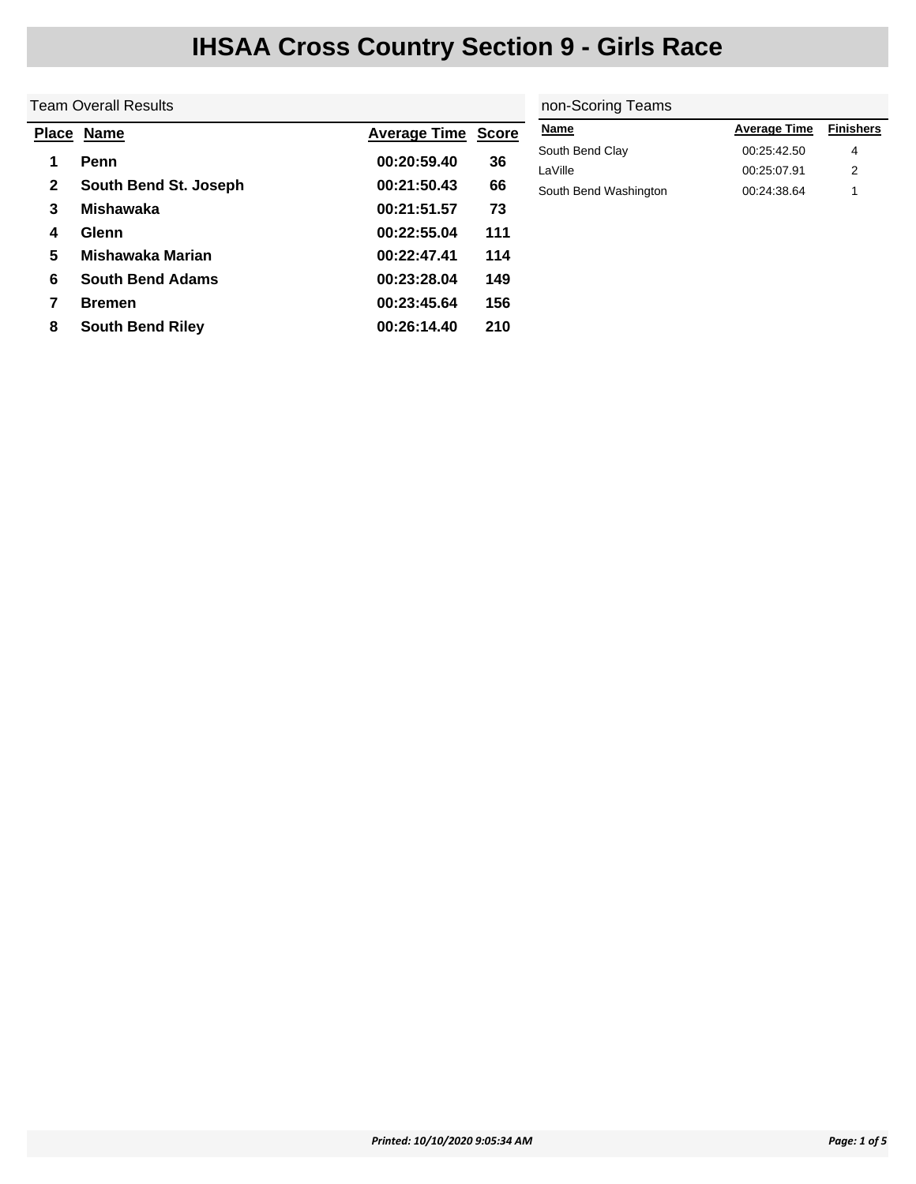# IHSAA Cross Country Section 9 - Girls Race

## Team Overall Results

| Place | Name | Average Time | Score |
|---|---|---|---|
| 1 | Penn | 00:20:59.40 | 36 |
| 2 | South Bend St. Joseph | 00:21:50.43 | 66 |
| 3 | Mishawaka | 00:21:51.57 | 73 |
| 4 | Glenn | 00:22:55.04 | 111 |
| 5 | Mishawaka Marian | 00:22:47.41 | 114 |
| 6 | South Bend Adams | 00:23:28.04 | 149 |
| 7 | Bremen | 00:23:45.64 | 156 |
| 8 | South Bend Riley | 00:26:14.40 | 210 |

## non-Scoring Teams

| Name | Average Time | Finishers |
|---|---|---|
| South Bend Clay | 00:25:42.50 | 4 |
| LaVille | 00:25:07.91 | 2 |
| South Bend Washington | 00:24:38.64 | 1 |

*Printed: 10/10/2020 9:05:34 AM*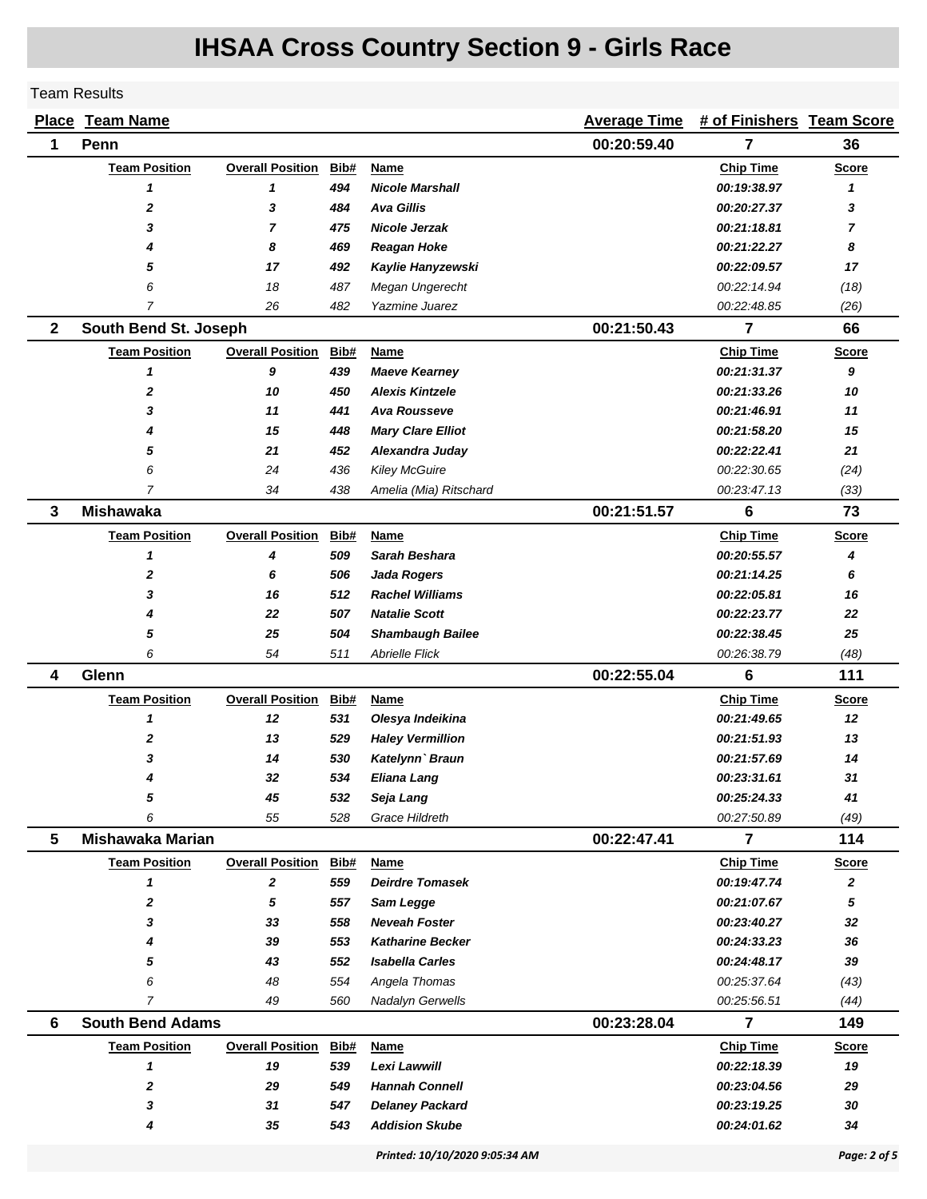# IHSAA Cross Country Section 9 - Girls Race

Team Results

| Place | Team Name | Average Time | # of Finishers | Team Score |
|---|---|---|---|---|
| 1 | Penn | 00:20:59.40 | 7 | 36 |

| Team Position | Overall Position | Bib# | Name | Chip Time | Score |
|---|---|---|---|---|---|
| ***1*** | ***1*** | ***494*** | ***Nicole Marshall*** | ***00:19:38.97*** | ***1*** |
| ***2*** | ***3*** | ***484*** | ***Ava Gillis*** | ***00:20:27.37*** | ***3*** |
| ***3*** | ***7*** | ***475*** | ***Nicole Jerzak*** | ***00:21:18.81*** | ***7*** |
| ***4*** | ***8*** | ***469*** | ***Reagan Hoke*** | ***00:21:22.27*** | ***8*** |
| ***5*** | ***17*** | ***492*** | ***Kaylie Hanyzewski*** | ***00:22:09.57*** | ***17*** |
| *6* | *18* | *487* | *Megan Ungerecht* | *00:22:14.94* | *(18)* |
| *7* | *26* | *482* | *Yazmine Juarez* | *00:22:48.85* | *(26)* |

| Place | Team Name | Average Time | # of Finishers | Team Score |
|---|---|---|---|---|
| 2 | South Bend St. Joseph | 00:21:50.43 | 7 | 66 |

| Team Position | Overall Position | Bib# | Name | Chip Time | Score |
|---|---|---|---|---|---|
| ***1*** | ***9*** | ***439*** | ***Maeve Kearney*** | ***00:21:31.37*** | ***9*** |
| ***2*** | ***10*** | ***450*** | ***Alexis Kintzele*** | ***00:21:33.26*** | ***10*** |
| ***3*** | ***11*** | ***441*** | ***Ava Rousseve*** | ***00:21:46.91*** | ***11*** |
| ***4*** | ***15*** | ***448*** | ***Mary Clare Elliot*** | ***00:21:58.20*** | ***15*** |
| ***5*** | ***21*** | ***452*** | ***Alexandra Juday*** | ***00:22:22.41*** | ***21*** |
| *6* | *24* | *436* | *Kiley McGuire* | *00:22:30.65* | *(24)* |
| *7* | *34* | *438* | *Amelia (Mia) Ritschard* | *00:23:47.13* | *(33)* |

| Place | Team Name | Average Time | # of Finishers | Team Score |
|---|---|---|---|---|
| 3 | Mishawaka | 00:21:51.57 | 6 | 73 |

| Team Position | Overall Position | Bib# | Name | Chip Time | Score |
|---|---|---|---|---|---|
| ***1*** | ***4*** | ***509*** | ***Sarah Beshara*** | ***00:20:55.57*** | ***4*** |
| ***2*** | ***6*** | ***506*** | ***Jada Rogers*** | ***00:21:14.25*** | ***6*** |
| ***3*** | ***16*** | ***512*** | ***Rachel Williams*** | ***00:22:05.81*** | ***16*** |
| ***4*** | ***22*** | ***507*** | ***Natalie Scott*** | ***00:22:23.77*** | ***22*** |
| ***5*** | ***25*** | ***504*** | ***Shambaugh Bailee*** | ***00:22:38.45*** | ***25*** |
| *6* | *54* | *511* | *Abrielle Flick* | *00:26:38.79* | *(48)* |

| Place | Team Name | Average Time | # of Finishers | Team Score |
|---|---|---|---|---|
| 4 | Glenn | 00:22:55.04 | 6 | 111 |

| Team Position | Overall Position | Bib# | Name | Chip Time | Score |
|---|---|---|---|---|---|
| ***1*** | ***12*** | ***531*** | ***Olesya Indeikina*** | ***00:21:49.65*** | ***12*** |
| ***2*** | ***13*** | ***529*** | ***Haley Vermillion*** | ***00:21:51.93*** | ***13*** |
| ***3*** | ***14*** | ***530*** | ***Katelynn` Braun*** | ***00:21:57.69*** | ***14*** |
| ***4*** | ***32*** | ***534*** | ***Eliana Lang*** | ***00:23:31.61*** | ***31*** |
| ***5*** | ***45*** | ***532*** | ***Seja Lang*** | ***00:25:24.33*** | ***41*** |
| *6* | *55* | *528* | *Grace Hildreth* | *00:27:50.89* | *(49)* |

| Place | Team Name | Average Time | # of Finishers | Team Score |
|---|---|---|---|---|
| 5 | Mishawaka Marian | 00:22:47.41 | 7 | 114 |

| Team Position | Overall Position | Bib# | Name | Chip Time | Score |
|---|---|---|---|---|---|
| ***1*** | ***2*** | ***559*** | ***Deirdre Tomasek*** | ***00:19:47.74*** | ***2*** |
| ***2*** | ***5*** | ***557*** | ***Sam Legge*** | ***00:21:07.67*** | ***5*** |
| ***3*** | ***33*** | ***558*** | ***Neveah Foster*** | ***00:23:40.27*** | ***32*** |
| ***4*** | ***39*** | ***553*** | ***Katharine Becker*** | ***00:24:33.23*** | ***36*** |
| ***5*** | ***43*** | ***552*** | ***Isabella Carles*** | ***00:24:48.17*** | ***39*** |
| *6* | *48* | *554* | *Angela Thomas* | *00:25:37.64* | *(43)* |
| *7* | *49* | *560* | *Nadalyn Gerwells* | *00:25:56.51* | *(44)* |

| Place | Team Name | Average Time | # of Finishers | Team Score |
|---|---|---|---|---|
| 6 | South Bend Adams | 00:23:28.04 | 7 | 149 |

| Team Position | Overall Position | Bib# | Name | Chip Time | Score |
|---|---|---|---|---|---|
| ***1*** | ***19*** | ***539*** | ***Lexi Lawwill*** | ***00:22:18.39*** | ***19*** |
| ***2*** | ***29*** | ***549*** | ***Hannah Connell*** | ***00:23:04.56*** | ***29*** |
| ***3*** | ***31*** | ***547*** | ***Delaney Packard*** | ***00:23:19.25*** | ***30*** |
| ***4*** | ***35*** | ***543*** | ***Addision Skube*** | ***00:24:01.62*** | ***34*** |

*Printed: 10/10/2020 9:05:34 AM*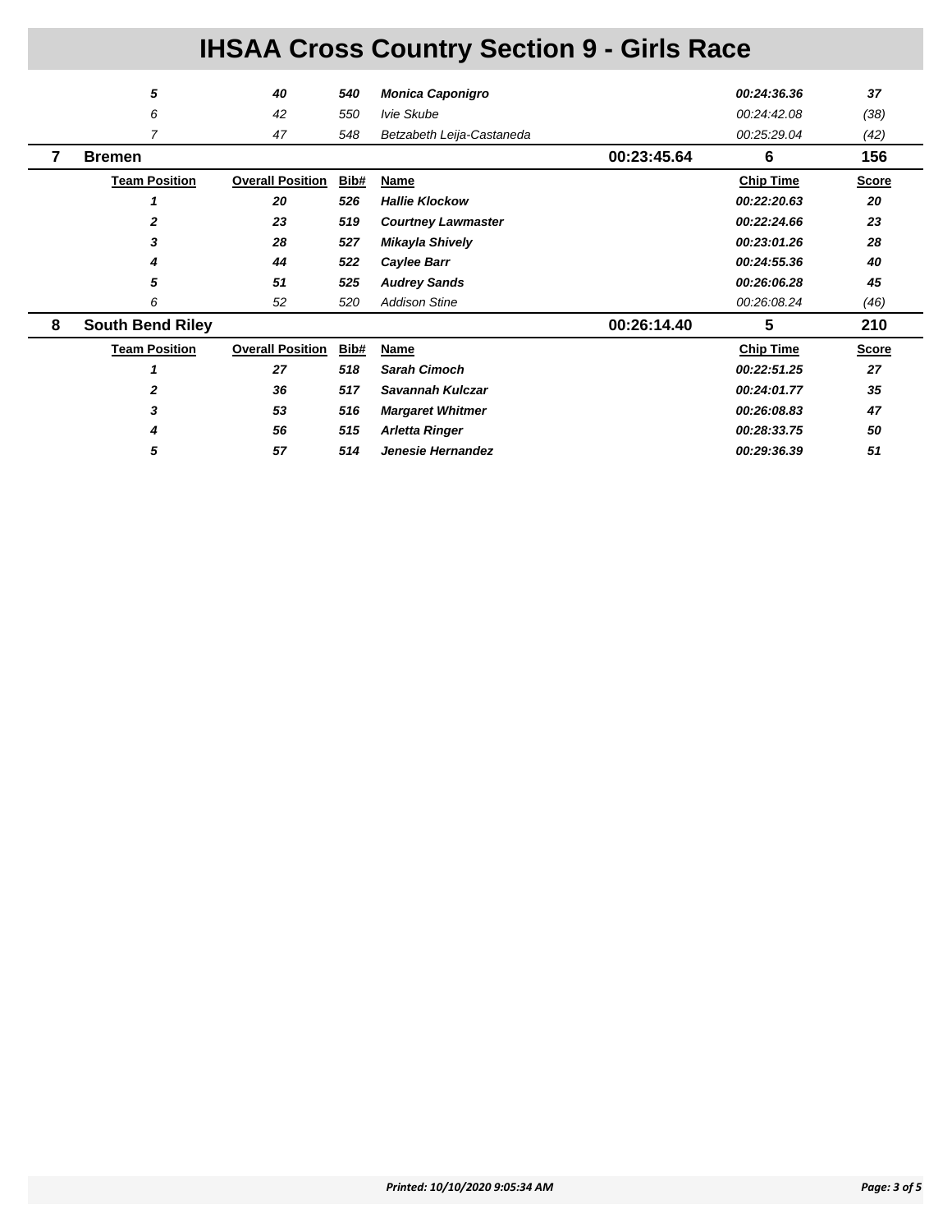# IHSAA Cross Country Section 9 - Girls Race

| | | | | | | | |
|---|---|---|---|---|---|---|---|
| | ***5*** | ***40*** | ***540*** | ***Monica Caponigro*** | | ***00:24:36.36*** | ***37*** |
| | *6* | *42* | *550* | *Ivie Skube* | | *00:24:42.08* | *(38)* |
| | *7* | *47* | *548* | *Betzabeth Leija-Castaneda* | | *00:25:29.04* | *(42)* |
| **7** | **Bremen** | | | | **00:23:45.64** | **6** | **156** |
| | **Team Position** | **Overall Position** | **Bib#** | **Name** | | **Chip Time** | **Score** |
| | ***1*** | ***20*** | ***526*** | ***Hallie Klockow*** | | ***00:22:20.63*** | ***20*** |
| | ***2*** | ***23*** | ***519*** | ***Courtney Lawmaster*** | | ***00:22:24.66*** | ***23*** |
| | ***3*** | ***28*** | ***527*** | ***Mikayla Shively*** | | ***00:23:01.26*** | ***28*** |
| | ***4*** | ***44*** | ***522*** | ***Caylee Barr*** | | ***00:24:55.36*** | ***40*** |
| | ***5*** | ***51*** | ***525*** | ***Audrey Sands*** | | ***00:26:06.28*** | ***45*** |
| | *6* | *52* | *520* | *Addison Stine* | | *00:26:08.24* | *(46)* |
| **8** | **South Bend Riley** | | | | **00:26:14.40** | **5** | **210** |
| | **Team Position** | **Overall Position** | **Bib#** | **Name** | | **Chip Time** | **Score** |
| | ***1*** | ***27*** | ***518*** | ***Sarah Cimoch*** | | ***00:22:51.25*** | ***27*** |
| | ***2*** | ***36*** | ***517*** | ***Savannah Kulczar*** | | ***00:24:01.77*** | ***35*** |
| | ***3*** | ***53*** | ***516*** | ***Margaret Whitmer*** | | ***00:26:08.83*** | ***47*** |
| | ***4*** | ***56*** | ***515*** | ***Arletta Ringer*** | | ***00:28:33.75*** | ***50*** |
| | ***5*** | ***57*** | ***514*** | ***Jenesie Hernandez*** | | ***00:29:36.39*** | ***51*** |

*Printed: 10/10/2020 9:05:34 AM*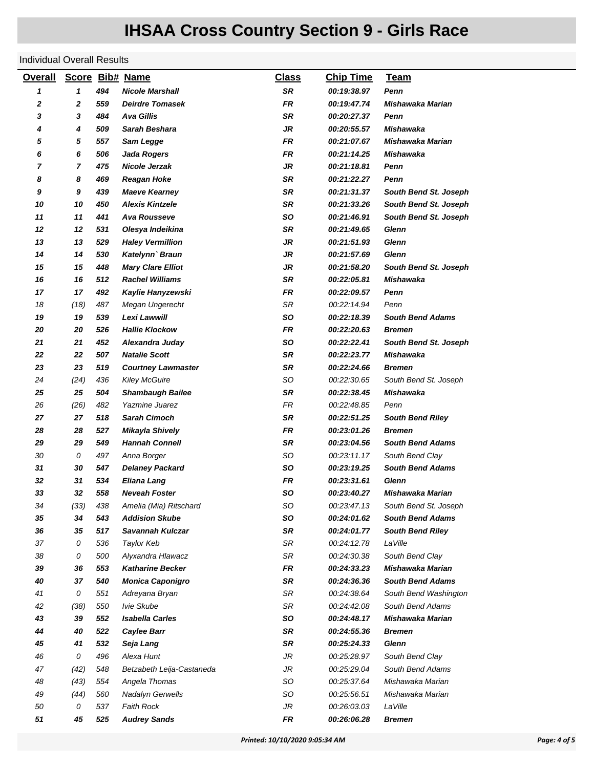# IHSAA Cross Country Section 9 - Girls Race

Individual Overall Results

| Overall | Score | Bib# | Name | Class | Chip Time | Team |
|---|---|---|---|---|---|---|
| 1 | 1 | 494 | Nicole Marshall | SR | 00:19:38.97 | Penn |
| 2 | 2 | 559 | Deirdre Tomasek | FR | 00:19:47.74 | Mishawaka Marian |
| 3 | 3 | 484 | Ava Gillis | SR | 00:20:27.37 | Penn |
| 4 | 4 | 509 | Sarah Beshara | JR | 00:20:55.57 | Mishawaka |
| 5 | 5 | 557 | Sam Legge | FR | 00:21:07.67 | Mishawaka Marian |
| 6 | 6 | 506 | Jada Rogers | FR | 00:21:14.25 | Mishawaka |
| 7 | 7 | 475 | Nicole Jerzak | JR | 00:21:18.81 | Penn |
| 8 | 8 | 469 | Reagan Hoke | SR | 00:21:22.27 | Penn |
| 9 | 9 | 439 | Maeve Kearney | SR | 00:21:31.37 | South Bend St. Joseph |
| 10 | 10 | 450 | Alexis Kintzele | SR | 00:21:33.26 | South Bend St. Joseph |
| 11 | 11 | 441 | Ava Rousseve | SO | 00:21:46.91 | South Bend St. Joseph |
| 12 | 12 | 531 | Olesya Indeikina | SR | 00:21:49.65 | Glenn |
| 13 | 13 | 529 | Haley Vermillion | JR | 00:21:51.93 | Glenn |
| 14 | 14 | 530 | Katelynn`Braun | JR | 00:21:57.69 | Glenn |
| 15 | 15 | 448 | Mary Clare Elliot | JR | 00:21:58.20 | South Bend St. Joseph |
| 16 | 16 | 512 | Rachel Williams | SR | 00:22:05.81 | Mishawaka |
| 17 | 17 | 492 | Kaylie Hanyzewski | FR | 00:22:09.57 | Penn |
| 18 | (18) | 487 | Megan Ungerecht | SR | 00:22:14.94 | Penn |
| 19 | 19 | 539 | Lexi Lawwill | SO | 00:22:18.39 | South Bend Adams |
| 20 | 20 | 526 | Hallie Klockow | FR | 00:22:20.63 | Bremen |
| 21 | 21 | 452 | Alexandra Juday | SO | 00:22:22.41 | South Bend St. Joseph |
| 22 | 22 | 507 | Natalie Scott | SR | 00:22:23.77 | Mishawaka |
| 23 | 23 | 519 | Courtney Lawmaster | SR | 00:22:24.66 | Bremen |
| 24 | (24) | 436 | Kiley McGuire | SO | 00:22:30.65 | South Bend St. Joseph |
| 25 | 25 | 504 | Shambaugh Bailee | SR | 00:22:38.45 | Mishawaka |
| 26 | (26) | 482 | Yazmine Juarez | FR | 00:22:48.85 | Penn |
| 27 | 27 | 518 | Sarah Cimoch | SR | 00:22:51.25 | South Bend Riley |
| 28 | 28 | 527 | Mikayla Shively | FR | 00:23:01.26 | Bremen |
| 29 | 29 | 549 | Hannah Connell | SR | 00:23:04.56 | South Bend Adams |
| 30 | 0 | 497 | Anna Borger | SO | 00:23:11.17 | South Bend Clay |
| 31 | 30 | 547 | Delaney Packard | SO | 00:23:19.25 | South Bend Adams |
| 32 | 31 | 534 | Eliana Lang | FR | 00:23:31.61 | Glenn |
| 33 | 32 | 558 | Neveah Foster | SO | 00:23:40.27 | Mishawaka Marian |
| 34 | (33) | 438 | Amelia (Mia) Ritschard | SO | 00:23:47.13 | South Bend St. Joseph |
| 35 | 34 | 543 | Addision Skube | SO | 00:24:01.62 | South Bend Adams |
| 36 | 35 | 517 | Savannah Kulczar | SR | 00:24:01.77 | South Bend Riley |
| 37 | 0 | 536 | Taylor Keb | SR | 00:24:12.78 | LaVille |
| 38 | 0 | 500 | Alyxandra Hlawacz | SR | 00:24:30.38 | South Bend Clay |
| 39 | 36 | 553 | Katharine Becker | FR | 00:24:33.23 | Mishawaka Marian |
| 40 | 37 | 540 | Monica Caponigro | SR | 00:24:36.36 | South Bend Adams |
| 41 | 0 | 551 | Adreyana Bryan | SR | 00:24:38.64 | South Bend Washington |
| 42 | (38) | 550 | Ivie Skube | SR | 00:24:42.08 | South Bend Adams |
| 43 | 39 | 552 | Isabella Carles | SO | 00:24:48.17 | Mishawaka Marian |
| 44 | 40 | 522 | Caylee Barr | SR | 00:24:55.36 | Bremen |
| 45 | 41 | 532 | Seja Lang | SR | 00:25:24.33 | Glenn |
| 46 | 0 | 496 | Alexa Hunt | JR | 00:25:28.97 | South Bend Clay |
| 47 | (42) | 548 | Betzabeth Leija-Castaneda | JR | 00:25:29.04 | South Bend Adams |
| 48 | (43) | 554 | Angela Thomas | SO | 00:25:37.64 | Mishawaka Marian |
| 49 | (44) | 560 | Nadalyn Gerwells | SO | 00:25:56.51 | Mishawaka Marian |
| 50 | 0 | 537 | Faith Rock | JR | 00:26:03.03 | LaVille |
| 51 | 45 | 525 | Audrey Sands | FR | 00:26:06.28 | Bremen |

Printed: 10/10/2020 9:05:34 AM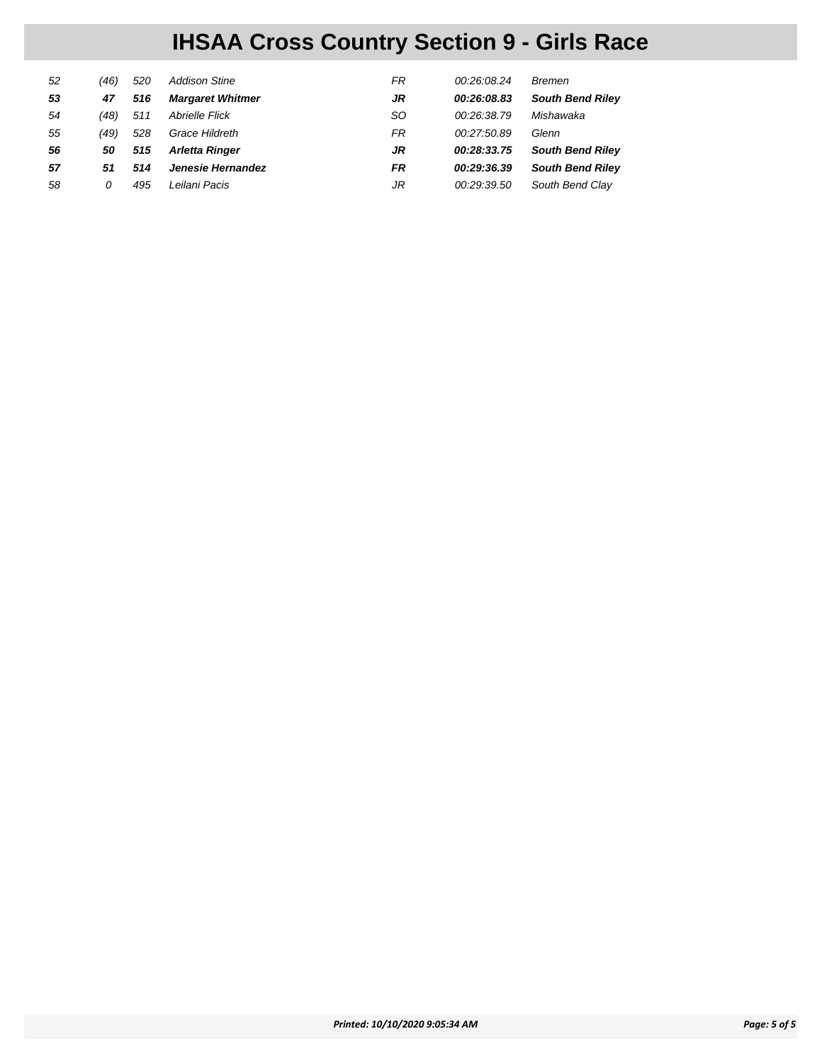# IHSAA Cross Country Section 9 - Girls Race

| | | | | | | |
|---|---|---|---|---|---|---|
| *52* | *(46)* | *520* | *Addison Stine* | *FR* | *00:26:08.24* | *Bremen* |
| ***53*** | ***47*** | ***516*** | ***Margaret Whitmer*** | ***JR*** | ***00:26:08.83*** | ***South Bend Riley*** |
| *54* | *(48)* | *511* | *Abrielle Flick* | *SO* | *00:26:38.79* | *Mishawaka* |
| *55* | *(49)* | *528* | *Grace Hildreth* | *FR* | *00:27:50.89* | *Glenn* |
| ***56*** | ***50*** | ***515*** | ***Arletta Ringer*** | ***JR*** | ***00:28:33.75*** | ***South Bend Riley*** |
| ***57*** | ***51*** | ***514*** | ***Jenesie Hernandez*** | ***FR*** | ***00:29:36.39*** | ***South Bend Riley*** |
| *58* | *0* | *495* | *Leilani Pacis* | *JR* | *00:29:39.50* | *South Bend Clay* |

*Printed: 10/10/2020 9:05:34 AM*